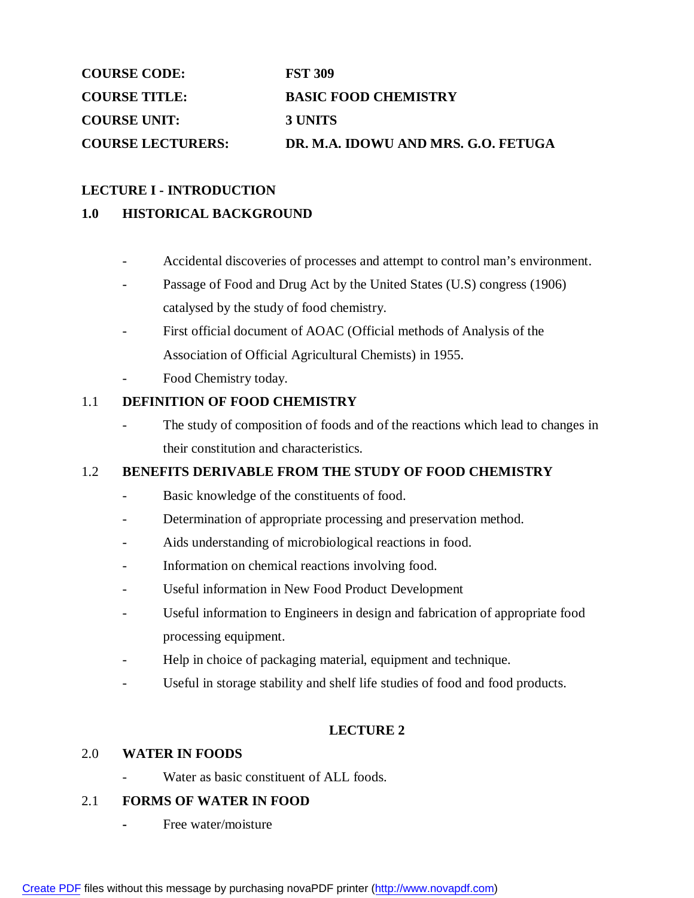| | |
|---|---|
| **COURSE CODE:** | **FST 309** |
| **COURSE TITLE:** | **BASIC FOOD CHEMISTRY** |
| **COURSE UNIT:** | **3 UNITS** |
| **COURSE LECTURERS:** | **DR. M.A. IDOWU AND MRS. G.O. FETUGA** |

## LECTURE I - INTRODUCTION

### 1.0 HISTORICAL BACKGROUND

- Accidental discoveries of processes and attempt to control man's environment.
- Passage of Food and Drug Act by the United States (U.S) congress (1906) catalysed by the study of food chemistry.
- First official document of AOAC (Official methods of Analysis of the Association of Official Agricultural Chemists) in 1955.
- Food Chemistry today.

### 1.1 DEFINITION OF FOOD CHEMISTRY

- The study of composition of foods and of the reactions which lead to changes in their constitution and characteristics.

### 1.2 BENEFITS DERIVABLE FROM THE STUDY OF FOOD CHEMISTRY

- Basic knowledge of the constituents of food.
- Determination of appropriate processing and preservation method.
- Aids understanding of microbiological reactions in food.
- Information on chemical reactions involving food.
- Useful information in New Food Product Development
- Useful information to Engineers in design and fabrication of appropriate food processing equipment.
- Help in choice of packaging material, equipment and technique.
- Useful in storage stability and shelf life studies of food and food products.

## LECTURE 2

### 2.0 WATER IN FOODS

- Water as basic constituent of ALL foods.

### 2.1 FORMS OF WATER IN FOOD

- Free water/moisture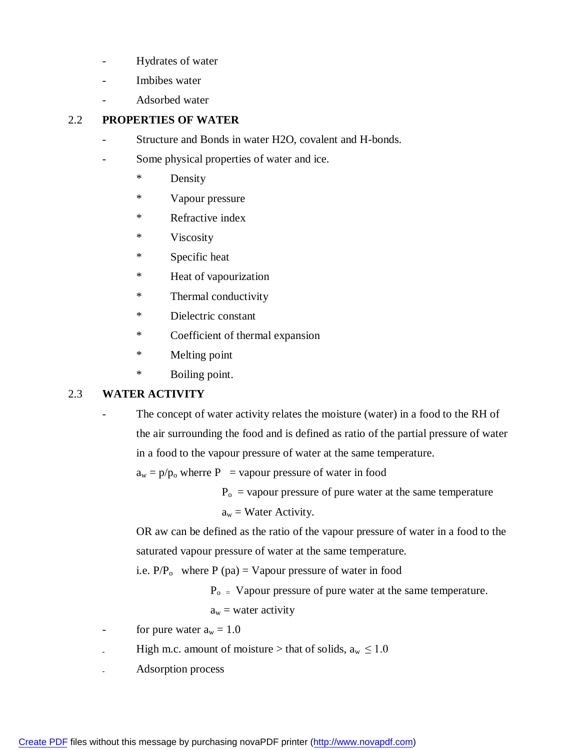- Hydrates of water
- Imbibes water
- Adsorbed water

## 2.2 PROPERTIES OF WATER

- Structure and Bonds in water H2O, covalent and H-bonds.
- Some physical properties of water and ice.
    * Density
    * Vapour pressure
    * Refractive index
    * Viscosity
    * Specific heat
    * Heat of vapourization
    * Thermal conductivity
    * Dielectric constant
    * Coefficient of thermal expansion
    * Melting point
    * Boiling point.

## 2.3 WATER ACTIVITY

- The concept of water activity relates the moisture (water) in a food to the RH of the air surrounding the food and is defined as ratio of the partial pressure of water in a food to the vapour pressure of water at the same temperature.

  $a_w = p/p_o$ wherre P = vapour pressure of water in food

  $P_o$ = vapour pressure of pure water at the same temperature

  $a_w$ = Water Activity.

  OR aw can be defined as the ratio of the vapour pressure of water in a food to the saturated vapour pressure of water at the same temperature.

  i.e. $P/P_o$ where P (pa) = Vapour pressure of water in food

  $P_o$ = Vapour pressure of pure water at the same temperature.

  $a_w$ = water activity

- for pure water $a_w = 1.0$
- High m.c. amount of moisture > that of solids, $a_w \leq 1.0$
- Adsorption process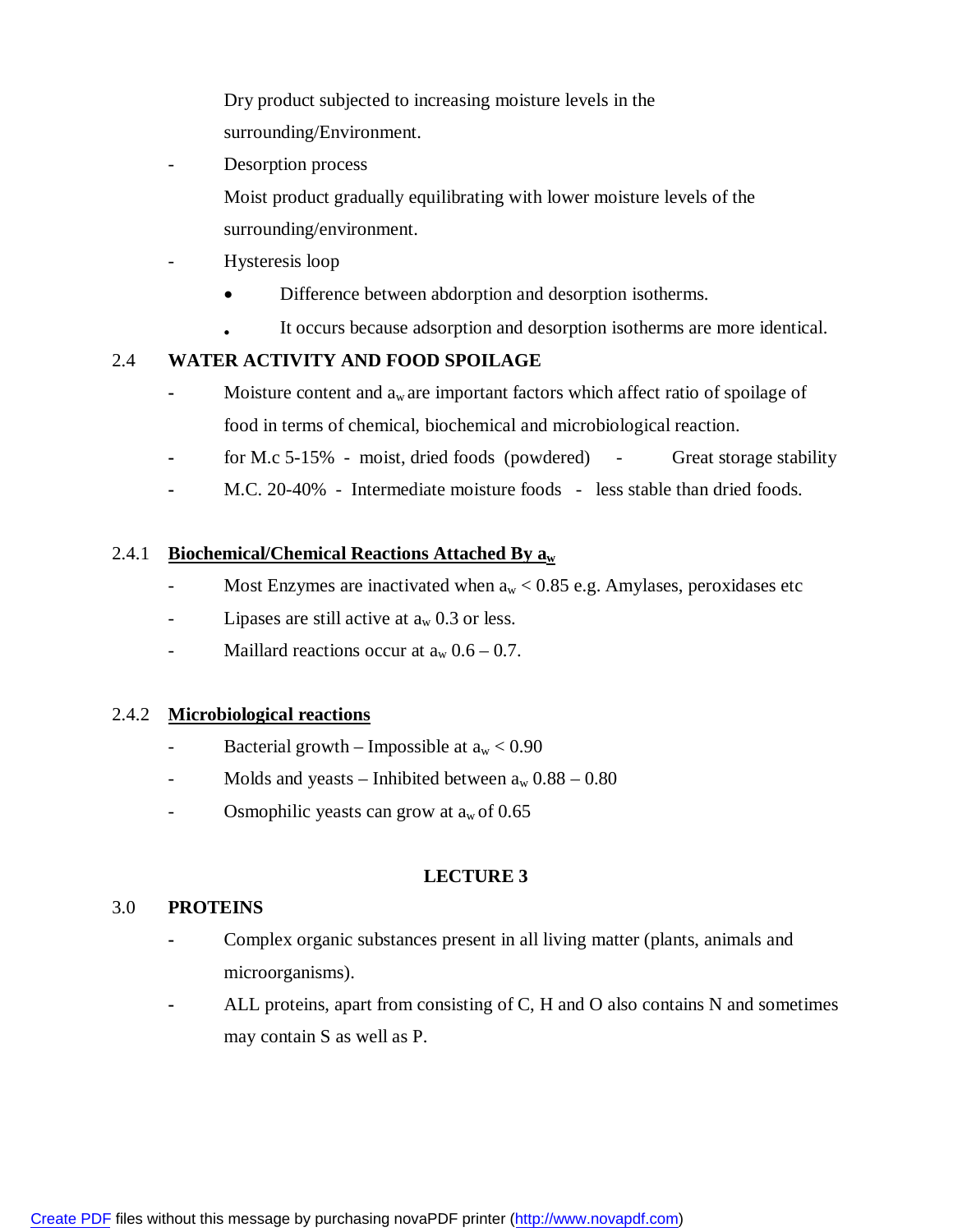Dry product subjected to increasing moisture levels in the surrounding/Environment.

- Desorption process

  Moist product gradually equilibrating with lower moisture levels of the surrounding/environment.

- Hysteresis loop
  - Difference between abdorption and desorption isotherms.
  - It occurs because adsorption and desorption isotherms are more identical.

## 2.4 WATER ACTIVITY AND FOOD SPOILAGE

- Moisture content and $a_w$ are important factors which affect ratio of spoilage of food in terms of chemical, biochemical and microbiological reaction.
- for M.c 5-15% - moist, dried foods (powdered) - Great storage stability
- M.C. 20-40% - Intermediate moisture foods - less stable than dried foods.

### 2.4.1 Biochemical/Chemical Reactions Attached By $a_w$

- Most Enzymes are inactivated when $a_w < 0.85$ e.g. Amylases, peroxidases etc
- Lipases are still active at $a_w$ 0.3 or less.
- Maillard reactions occur at $a_w$ 0.6 – 0.7.

### 2.4.2 Microbiological reactions

- Bacterial growth – Impossible at $a_w < 0.90$
- Molds and yeasts – Inhibited between $a_w$ 0.88 – 0.80
- Osmophilic yeasts can grow at $a_w$ of 0.65

# LECTURE 3

## 3.0 PROTEINS

- Complex organic substances present in all living matter (plants, animals and microorganisms).
- ALL proteins, apart from consisting of C, H and O also contains N and sometimes may contain S as well as P.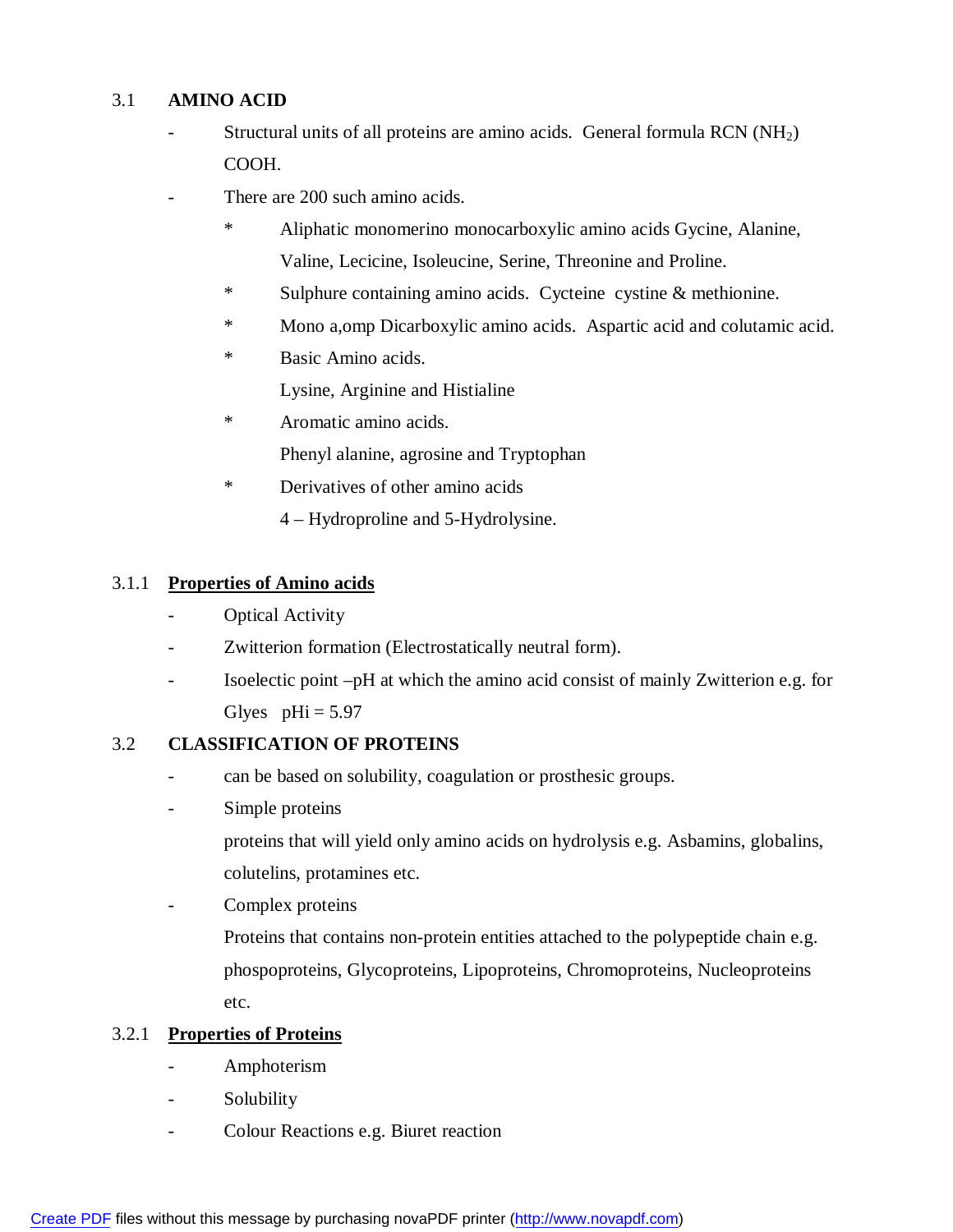## 3.1 AMINO ACID

- Structural units of all proteins are amino acids. General formula RCN ($NH_2$) COOH.
- There are 200 such amino acids.
    * Aliphatic monomerino monocarboxylic amino acids Gycine, Alanine, Valine, Lecicine, Isoleucine, Serine, Threonine and Proline.
    * Sulphure containing amino acids. Cycteine cystine & methionine.
    * Mono a,omp Dicarboxylic amino acids. Aspartic acid and colutamic acid.
    * Basic Amino acids.
      Lysine, Arginine and Histialine
    * Aromatic amino acids.
      Phenyl alanine, agrosine and Tryptophan
    * Derivatives of other amino acids
      4 – Hydroproline and 5-Hydrolysine.

### 3.1.1 <u>Properties of Amino acids</u>

- Optical Activity
- Zwitterion formation (Electrostatically neutral form).
- Isoelectic point –pH at which the amino acid consist of mainly Zwitterion e.g. for Glyes pHi = 5.97

## 3.2 CLASSIFICATION OF PROTEINS

- can be based on solubility, coagulation or prosthesic groups.
- Simple proteins
  proteins that will yield only amino acids on hydrolysis e.g. Asbamins, globalins, colutelins, protamines etc.
- Complex proteins
  Proteins that contains non-protein entities attached to the polypeptide chain e.g. phospoproteins, Glycoproteins, Lipoproteins, Chromoproteins, Nucleoproteins etc.

### 3.2.1 <u>Properties of Proteins</u>

- Amphoterism
- Solubility
- Colour Reactions e.g. Biuret reaction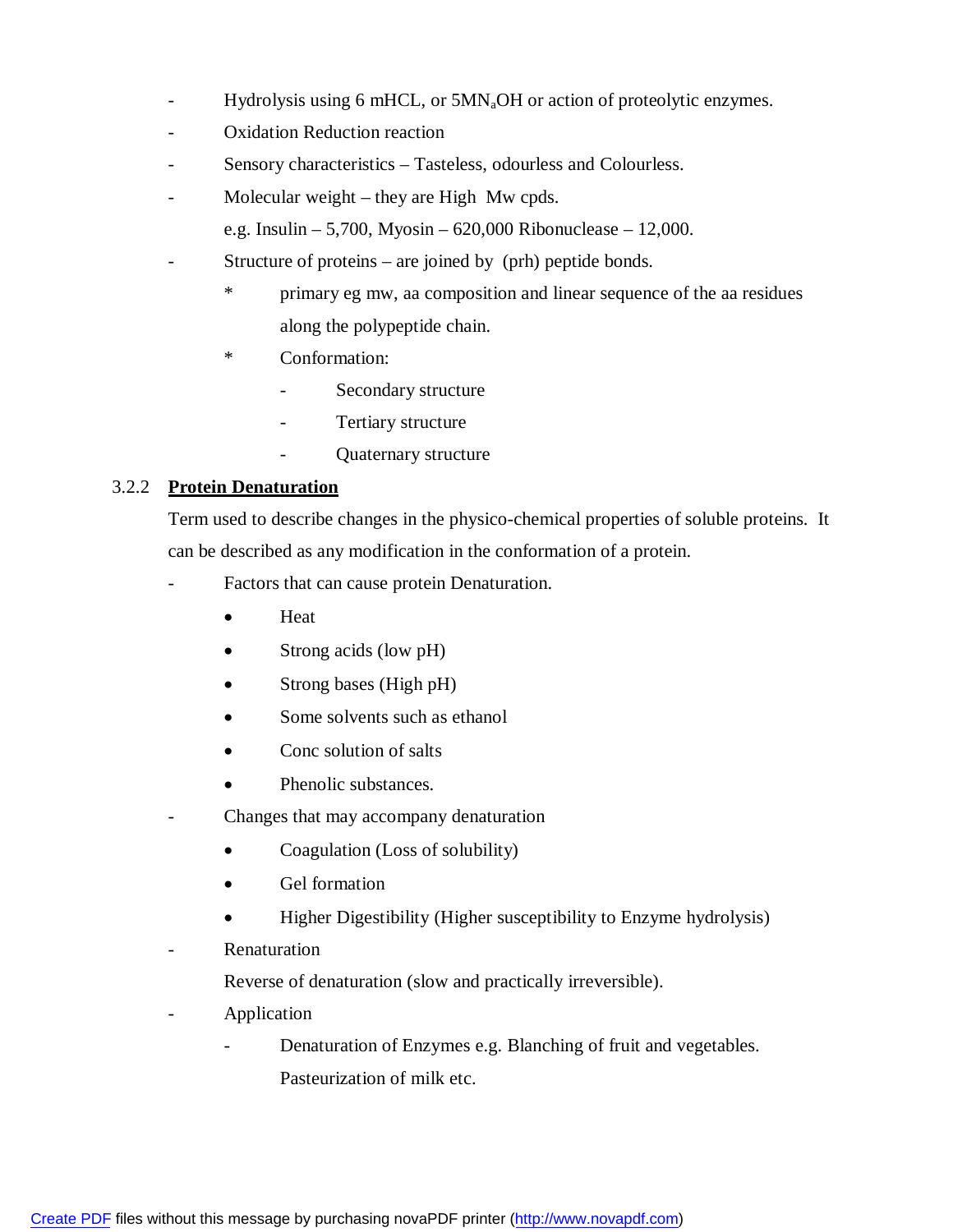- Hydrolysis using 6 mHCL, or 5M$N_a$OH or action of proteolytic enzymes.
- Oxidation Reduction reaction
- Sensory characteristics – Tasteless, odourless and Colourless.
- Molecular weight – they are High Mw cpds.

  e.g. Insulin – 5,700, Myosin – 620,000 Ribonuclease – 12,000.
- Structure of proteins – are joined by (prh) peptide bonds.
  * primary eg mw, aa composition and linear sequence of the aa residues along the polypeptide chain.
  * Conformation:
    - Secondary structure
    - Tertiary structure
    - Quaternary structure

### 3.2.2 **Protein Denaturation**

Term used to describe changes in the physico-chemical properties of soluble proteins. It can be described as any modification in the conformation of a protein.

- Factors that can cause protein Denaturation.
  - Heat
  - Strong acids (low pH)
  - Strong bases (High pH)
  - Some solvents such as ethanol
  - Conc solution of salts
  - Phenolic substances.
- Changes that may accompany denaturation
  - Coagulation (Loss of solubility)
  - Gel formation
  - Higher Digestibility (Higher susceptibility to Enzyme hydrolysis)
- Renaturation

  Reverse of denaturation (slow and practically irreversible).
- Application
  - Denaturation of Enzymes e.g. Blanching of fruit and vegetables. Pasteurization of milk etc.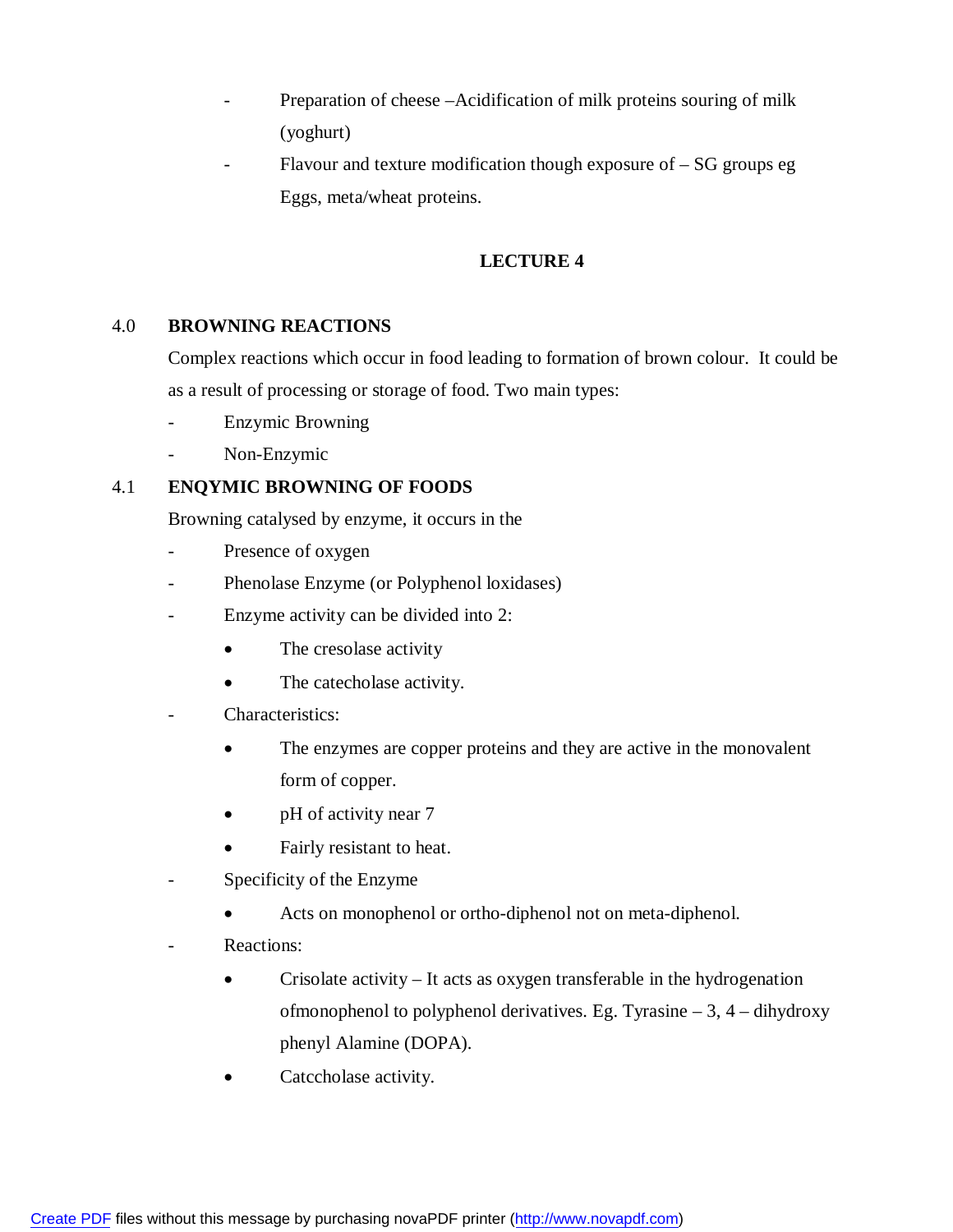- Preparation of cheese –Acidification of milk proteins souring of milk (yoghurt)
- Flavour and texture modification though exposure of – SG groups eg Eggs, meta/wheat proteins.

## LECTURE 4

## 4.0 BROWNING REACTIONS

Complex reactions which occur in food leading to formation of brown colour. It could be as a result of processing or storage of food. Two main types:

- Enzymic Browning
- Non-Enzymic

## 4.1 ENQYMIC BROWNING OF FOODS

Browning catalysed by enzyme, it occurs in the

- Presence of oxygen
- Phenolase Enzyme (or Polyphenol loxidases)
- Enzyme activity can be divided into 2:
  - The cresolase activity
  - The catecholase activity.
- Characteristics:
  - The enzymes are copper proteins and they are active in the monovalent form of copper.
  - pH of activity near 7
  - Fairly resistant to heat.
- Specificity of the Enzyme
  - Acts on monophenol or ortho-diphenol not on meta-diphenol.
- Reactions:
  - Crisolate activity – It acts as oxygen transferable in the hydrogenation ofmonophenol to polyphenol derivatives. Eg. Tyrasine – 3, 4 – dihydroxy phenyl Alamine (DOPA).
  - Catccholase activity.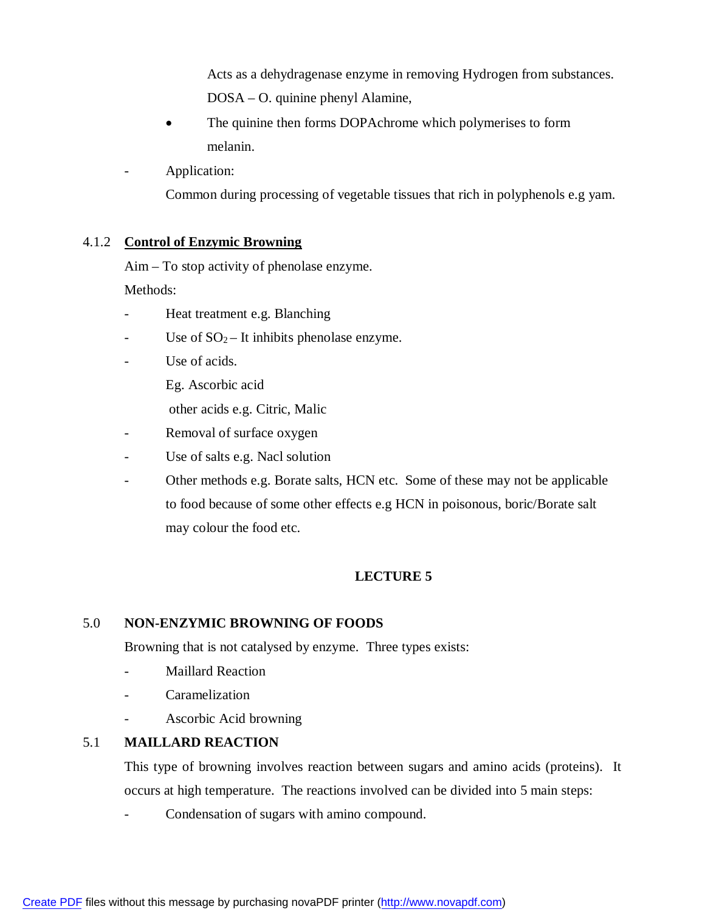Acts as a dehydragenase enzyme in removing Hydrogen from substances.
DOSA – O. quinine phenyl Alamine,

- The quinine then forms DOPAchrome which polymerises to form melanin.

- Application:
  Common during processing of vegetable tissues that rich in polyphenols e.g yam.

### 4.1.2 **Control of Enzymic Browning**

Aim – To stop activity of phenolase enzyme.

Methods:

- Heat treatment e.g. Blanching
- Use of $SO_2$ – It inhibits phenolase enzyme.
- Use of acids.
  Eg. Ascorbic acid
  other acids e.g. Citric, Malic
- Removal of surface oxygen
- Use of salts e.g. Nacl solution
- Other methods e.g. Borate salts, HCN etc. Some of these may not be applicable to food because of some other effects e.g HCN in poisonous, boric/Borate salt may colour the food etc.

## LECTURE 5

### 5.0 NON-ENZYMIC BROWNING OF FOODS

Browning that is not catalysed by enzyme. Three types exists:

- Maillard Reaction
- Caramelization
- Ascorbic Acid browning

### 5.1 MAILLARD REACTION

This type of browning involves reaction between sugars and amino acids (proteins). It occurs at high temperature. The reactions involved can be divided into 5 main steps:

- Condensation of sugars with amino compound.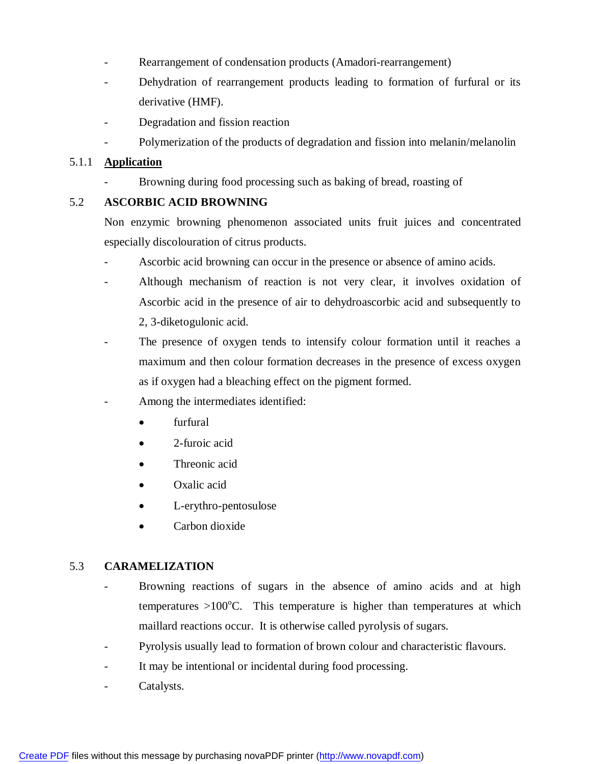- Rearrangement of condensation products (Amadori-rearrangement)
- Dehydration of rearrangement products leading to formation of furfural or its derivative (HMF).
- Degradation and fission reaction
- Polymerization of the products of degradation and fission into melanin/melanolin

### 5.1.1 **Application**

- Browning during food processing such as baking of bread, roasting of

## 5.2 ASCORBIC ACID BROWNING

Non enzymic browning phenomenon associated units fruit juices and concentrated especially discolouration of citrus products.

- Ascorbic acid browning can occur in the presence or absence of amino acids.
- Although mechanism of reaction is not very clear, it involves oxidation of Ascorbic acid in the presence of air to dehydroascorbic acid and subsequently to 2, 3-diketogulonic acid.
- The presence of oxygen tends to intensify colour formation until it reaches a maximum and then colour formation decreases in the presence of excess oxygen as if oxygen had a bleaching effect on the pigment formed.
- Among the intermediates identified:
  - furfural
  - 2-furoic acid
  - Threonic acid
  - Oxalic acid
  - L-erythro-pentosulose
  - Carbon dioxide

## 5.3 CARAMELIZATION

- Browning reactions of sugars in the absence of amino acids and at high temperatures >100$^{o}$C. This temperature is higher than temperatures at which maillard reactions occur. It is otherwise called pyrolysis of sugars.
- Pyrolysis usually lead to formation of brown colour and characteristic flavours.
- It may be intentional or incidental during food processing.
- Catalysts.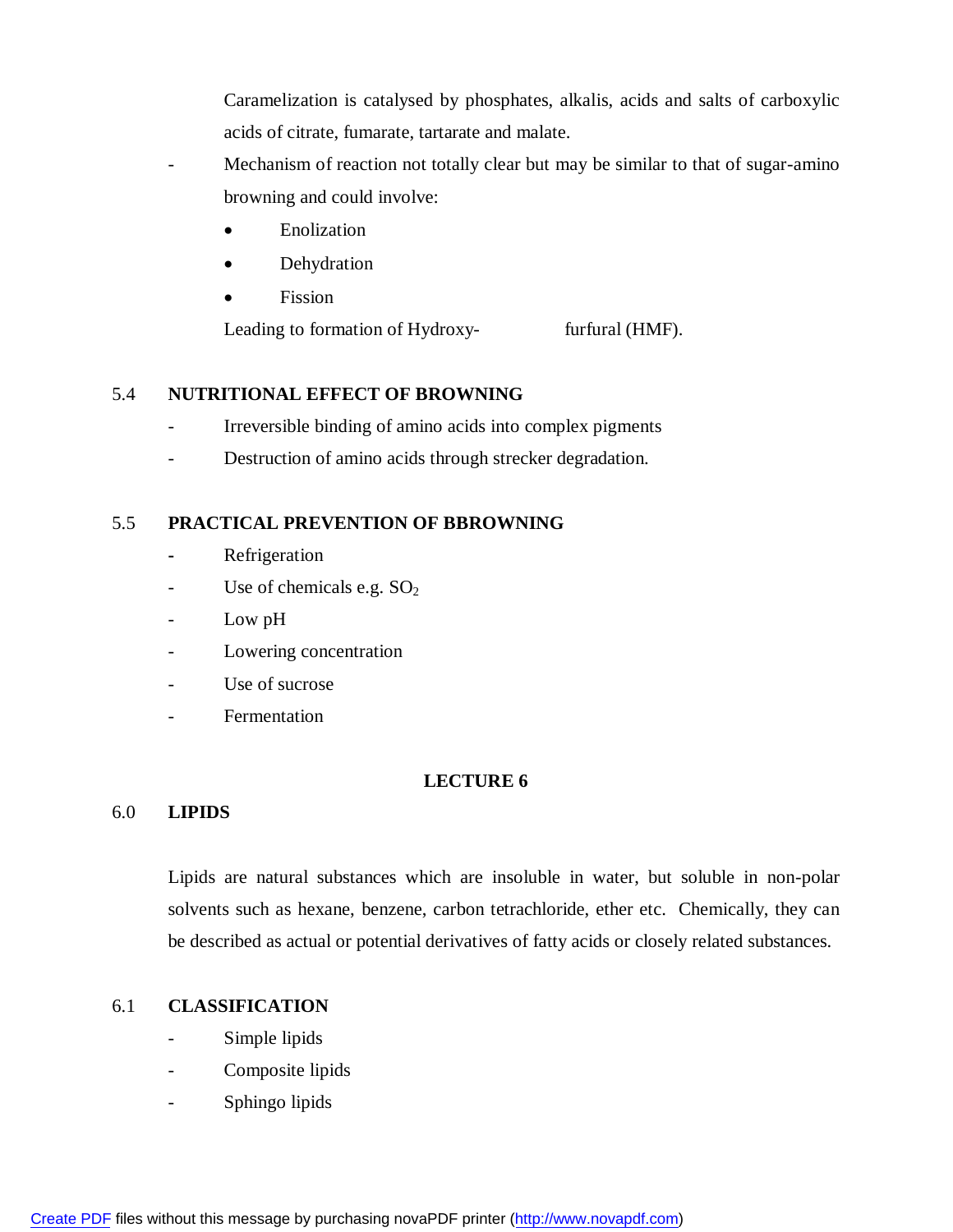Caramelization is catalysed by phosphates, alkalis, acids and salts of carboxylic acids of citrate, fumarate, tartarate and malate.

- Mechanism of reaction not totally clear but may be similar to that of sugar-amino browning and could involve:
  - Enolization
  - Dehydration
  - Fission

  Leading to formation of Hydroxy-                furfural (HMF).

## 5.4 NUTRITIONAL EFFECT OF BROWNING

- Irreversible binding of amino acids into complex pigments
- Destruction of amino acids through strecker degradation.

## 5.5 PRACTICAL PREVENTION OF BBROWNING

- Refrigeration
- Use of chemicals e.g. $SO_2$
- Low pH
- Lowering concentration
- Use of sucrose
- Fermentation

# LECTURE 6

## 6.0 LIPIDS

Lipids are natural substances which are insoluble in water, but soluble in non-polar solvents such as hexane, benzene, carbon tetrachloride, ether etc. Chemically, they can be described as actual or potential derivatives of fatty acids or closely related substances.

## 6.1 CLASSIFICATION

- Simple lipids
- Composite lipids
- Sphingo lipids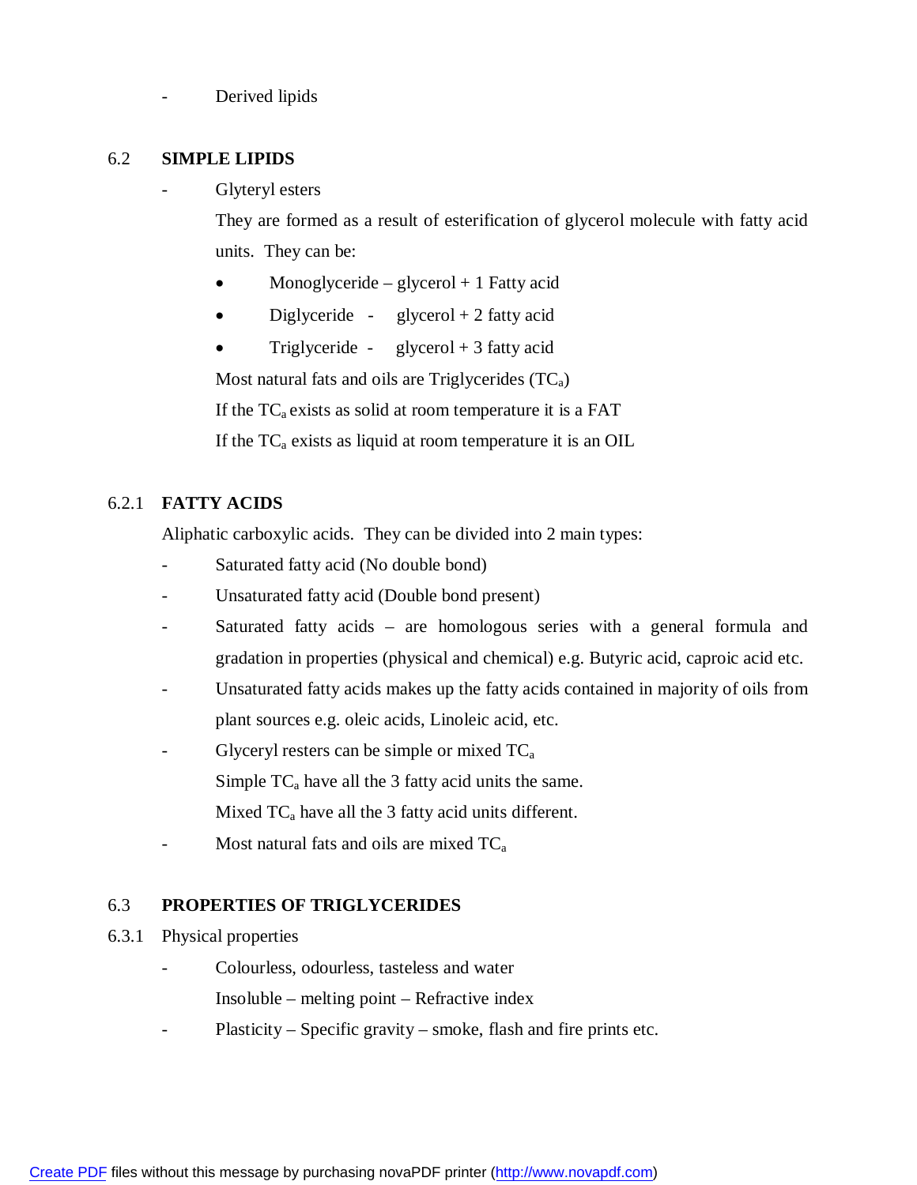- Derived lipids

## 6.2 SIMPLE LIPIDS

- Glyteryl esters

  They are formed as a result of esterification of glycerol molecule with fatty acid units. They can be:

  - Monoglyceride – glycerol + 1 Fatty acid
  - Diglyceride - glycerol + 2 fatty acid
  - Triglyceride - glycerol + 3 fatty acid

  Most natural fats and oils are Triglycerides ($TC_a$)

  If the $TC_a$ exists as solid at room temperature it is a FAT

  If the $TC_a$ exists as liquid at room temperature it is an OIL

### 6.2.1 FATTY ACIDS

Aliphatic carboxylic acids. They can be divided into 2 main types:

- Saturated fatty acid (No double bond)
- Unsaturated fatty acid (Double bond present)
- Saturated fatty acids – are homologous series with a general formula and gradation in properties (physical and chemical) e.g. Butyric acid, caproic acid etc.
- Unsaturated fatty acids makes up the fatty acids contained in majority of oils from plant sources e.g. oleic acids, Linoleic acid, etc.
- Glyceryl resters can be simple or mixed $TC_a$

  Simple $TC_a$ have all the 3 fatty acid units the same.

  Mixed $TC_a$ have all the 3 fatty acid units different.
- Most natural fats and oils are mixed $TC_a$

## 6.3 PROPERTIES OF TRIGLYCERIDES

### 6.3.1 Physical properties

- Colourless, odourless, tasteless and water

  Insoluble – melting point – Refractive index
- Plasticity – Specific gravity – smoke, flash and fire prints etc.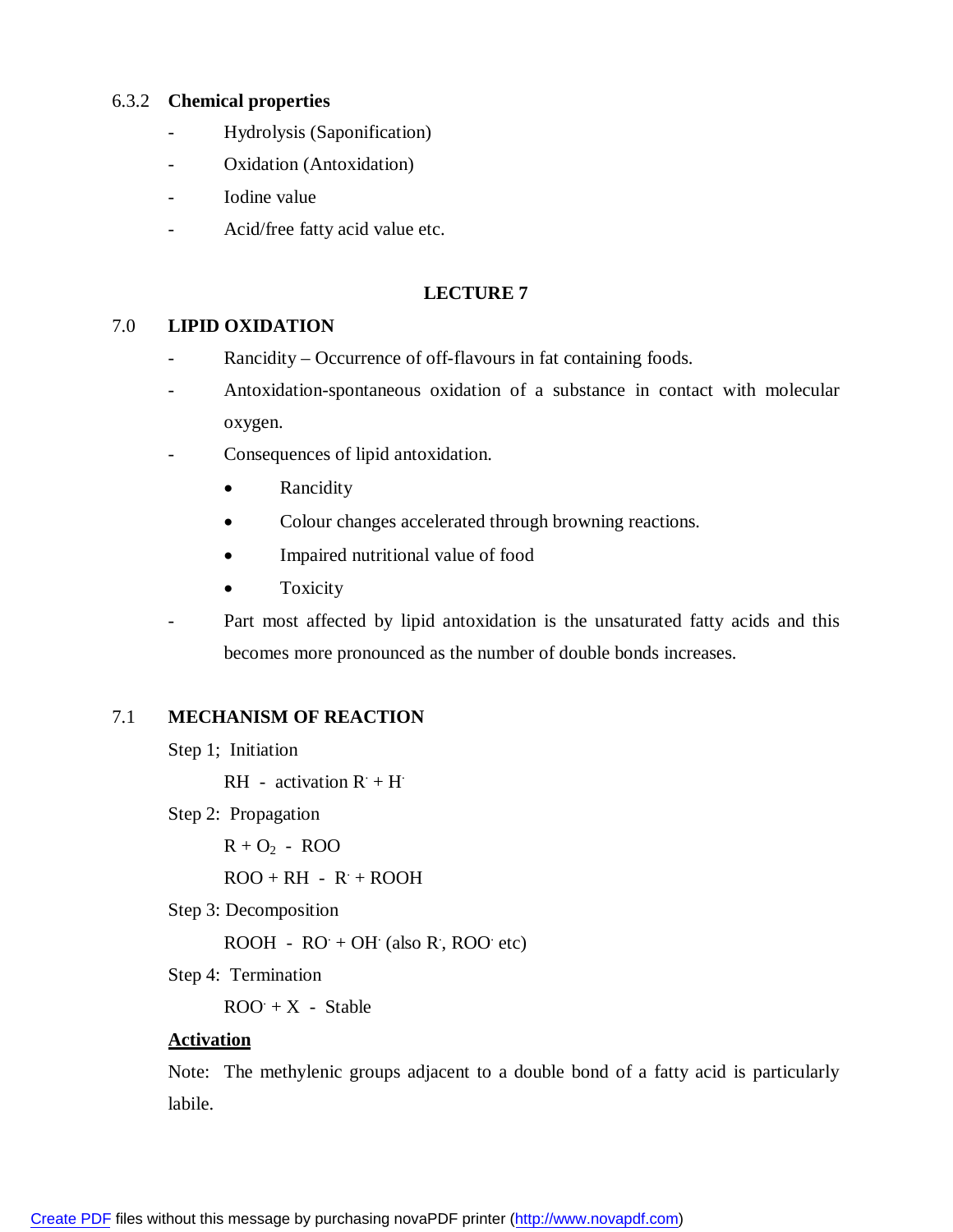### 6.3.2 Chemical properties

- Hydrolysis (Saponification)
- Oxidation (Antoxidation)
- Iodine value
- Acid/free fatty acid value etc.

## LECTURE 7

## 7.0 LIPID OXIDATION

- Rancidity – Occurrence of off-flavours in fat containing foods.
- Antoxidation-spontaneous oxidation of a substance in contact with molecular oxygen.
- Consequences of lipid antoxidation.
  - Rancidity
  - Colour changes accelerated through browning reactions.
  - Impaired nutritional value of food
  - Toxicity
- Part most affected by lipid antoxidation is the unsaturated fatty acids and this becomes more pronounced as the number of double bonds increases.

## 7.1 MECHANISM OF REACTION

Step 1; Initiation

$RH$ - activation $R^{\cdot} + H^{\cdot}$

Step 2: Propagation

$R + O_2$ - $ROO$

$ROO + RH$ - $R^{\cdot} + ROOH$

Step 3: Decomposition

$ROOH$ - $RO^{\cdot} + OH^{\cdot}$ (also $R^{\cdot}$, $ROO^{\cdot}$ etc)

Step 4: Termination

$ROO^{\cdot} + X$ - Stable

**Activation**

Note: The methylenic groups adjacent to a double bond of a fatty acid is particularly labile.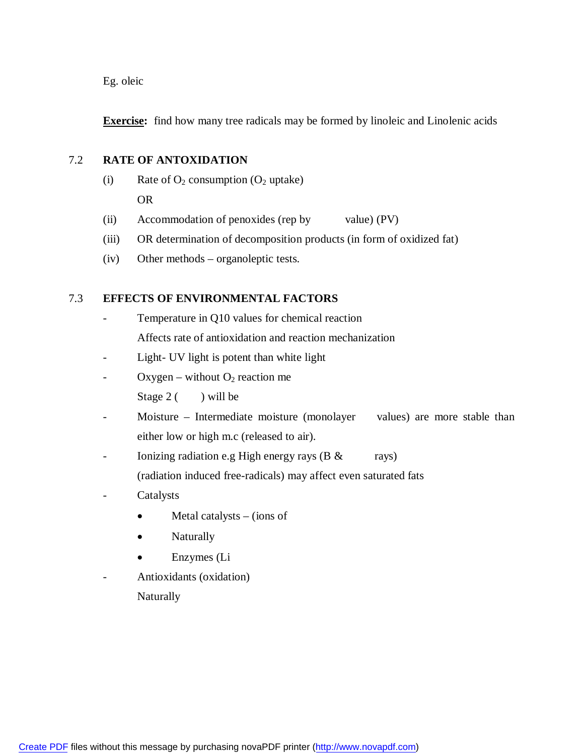Eg. oleic

**Exercise:** find how many tree radicals may be formed by linoleic and Linolenic acids

## 7.2 RATE OF ANTOXIDATION

(i) Rate of $O_2$ consumption ($O_2$ uptake)

OR

(ii) Accommodation of penoxides (rep by value) (PV)

(iii) OR determination of decomposition products (in form of oxidized fat)

(iv) Other methods – organoleptic tests.

## 7.3 EFFECTS OF ENVIRONMENTAL FACTORS

- Temperature in Q10 values for chemical reaction

  Affects rate of antioxidation and reaction mechanization

- Light- UV light is potent than white light

- Oxygen – without $O_2$ reaction me

  Stage 2 ( ) will be

- Moisture – Intermediate moisture (monolayer values) are more stable than either low or high m.c (released to air).

- Ionizing radiation e.g High energy rays (B & rays)

  (radiation induced free-radicals) may affect even saturated fats

- Catalysts

  - Metal catalysts – (ions of
  - Naturally
  - Enzymes (Li

- Antioxidants (oxidation)

  Naturally